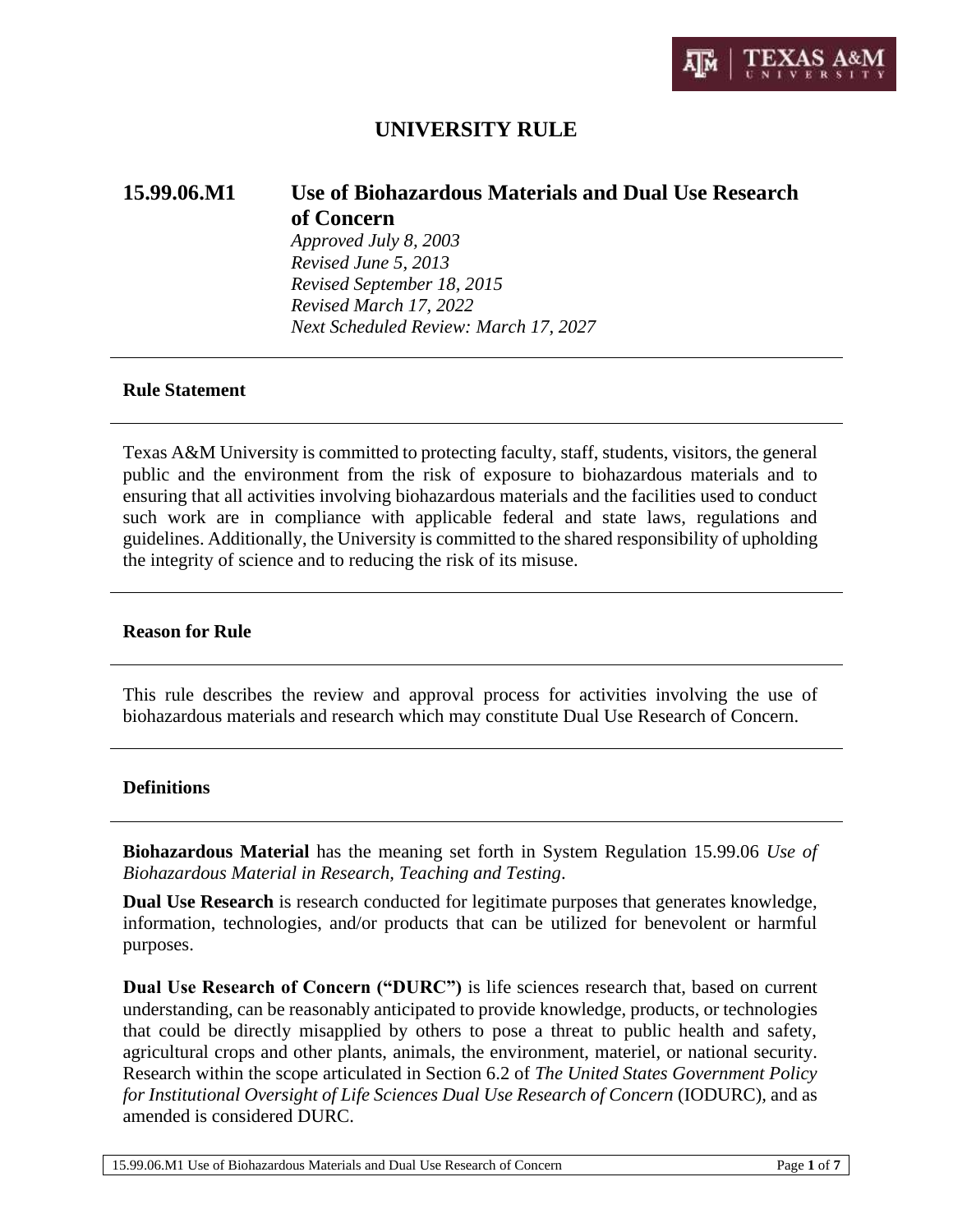# UNIVERSITY RULE

## 15.99.06.M1 Use of Biohazardous Materials and Dual Use Research of Concern

*Approved July 8, 2003*
*Revised June 5, 2013*
*Revised September 18, 2015*
*Revised March 17, 2022*
*Next Scheduled Review: March 17, 2027*

---

### Rule Statement

---

Texas A&M University is committed to protecting faculty, staff, students, visitors, the general public and the environment from the risk of exposure to biohazardous materials and to ensuring that all activities involving biohazardous materials and the facilities used to conduct such work are in compliance with applicable federal and state laws, regulations and guidelines. Additionally, the University is committed to the shared responsibility of upholding the integrity of science and to reducing the risk of its misuse.

---

### Reason for Rule

---

This rule describes the review and approval process for activities involving the use of biohazardous materials and research which may constitute Dual Use Research of Concern.

---

### Definitions

---

**Biohazardous Material** has the meaning set forth in System Regulation 15.99.06 *Use of Biohazardous Material in Research, Teaching and Testing*.

**Dual Use Research** is research conducted for legitimate purposes that generates knowledge, information, technologies, and/or products that can be utilized for benevolent or harmful purposes.

**Dual Use Research of Concern ("DURC")** is life sciences research that, based on current understanding, can be reasonably anticipated to provide knowledge, products, or technologies that could be directly misapplied by others to pose a threat to public health and safety, agricultural crops and other plants, animals, the environment, materiel, or national security. Research within the scope articulated in Section 6.2 of *The United States Government Policy for Institutional Oversight of Life Sciences Dual Use Research of Concern* (IODURC), and as amended is considered DURC.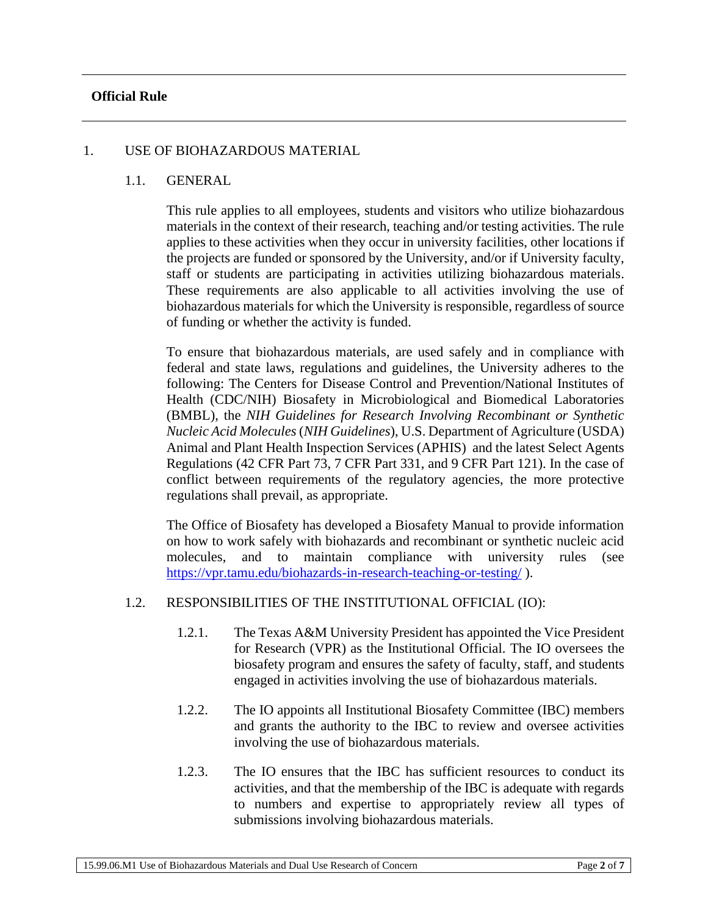**Official Rule**

1. USE OF BIOHAZARDOUS MATERIAL

   1.1. GENERAL

   This rule applies to all employees, students and visitors who utilize biohazardous materials in the context of their research, teaching and/or testing activities. The rule applies to these activities when they occur in university facilities, other locations if the projects are funded or sponsored by the University, and/or if University faculty, staff or students are participating in activities utilizing biohazardous materials. These requirements are also applicable to all activities involving the use of biohazardous materials for which the University is responsible, regardless of source of funding or whether the activity is funded.

   To ensure that biohazardous materials, are used safely and in compliance with federal and state laws, regulations and guidelines, the University adheres to the following: The Centers for Disease Control and Prevention/National Institutes of Health (CDC/NIH) Biosafety in Microbiological and Biomedical Laboratories (BMBL), the *NIH Guidelines for Research Involving Recombinant or Synthetic Nucleic Acid Molecules* (*NIH Guidelines*), U.S. Department of Agriculture (USDA) Animal and Plant Health Inspection Services (APHIS) and the latest Select Agents Regulations (42 CFR Part 73, 7 CFR Part 331, and 9 CFR Part 121). In the case of conflict between requirements of the regulatory agencies, the more protective regulations shall prevail, as appropriate.

   The Office of Biosafety has developed a Biosafety Manual to provide information on how to work safely with biohazards and recombinant or synthetic nucleic acid molecules, and to maintain compliance with university rules (see https://vpr.tamu.edu/biohazards-in-research-teaching-or-testing/ ).

   1.2. RESPONSIBILITIES OF THE INSTITUTIONAL OFFICIAL (IO):

      1.2.1. The Texas A&M University President has appointed the Vice President for Research (VPR) as the Institutional Official. The IO oversees the biosafety program and ensures the safety of faculty, staff, and students engaged in activities involving the use of biohazardous materials.

      1.2.2. The IO appoints all Institutional Biosafety Committee (IBC) members and grants the authority to the IBC to review and oversee activities involving the use of biohazardous materials.

      1.2.3. The IO ensures that the IBC has sufficient resources to conduct its activities, and that the membership of the IBC is adequate with regards to numbers and expertise to appropriately review all types of submissions involving biohazardous materials.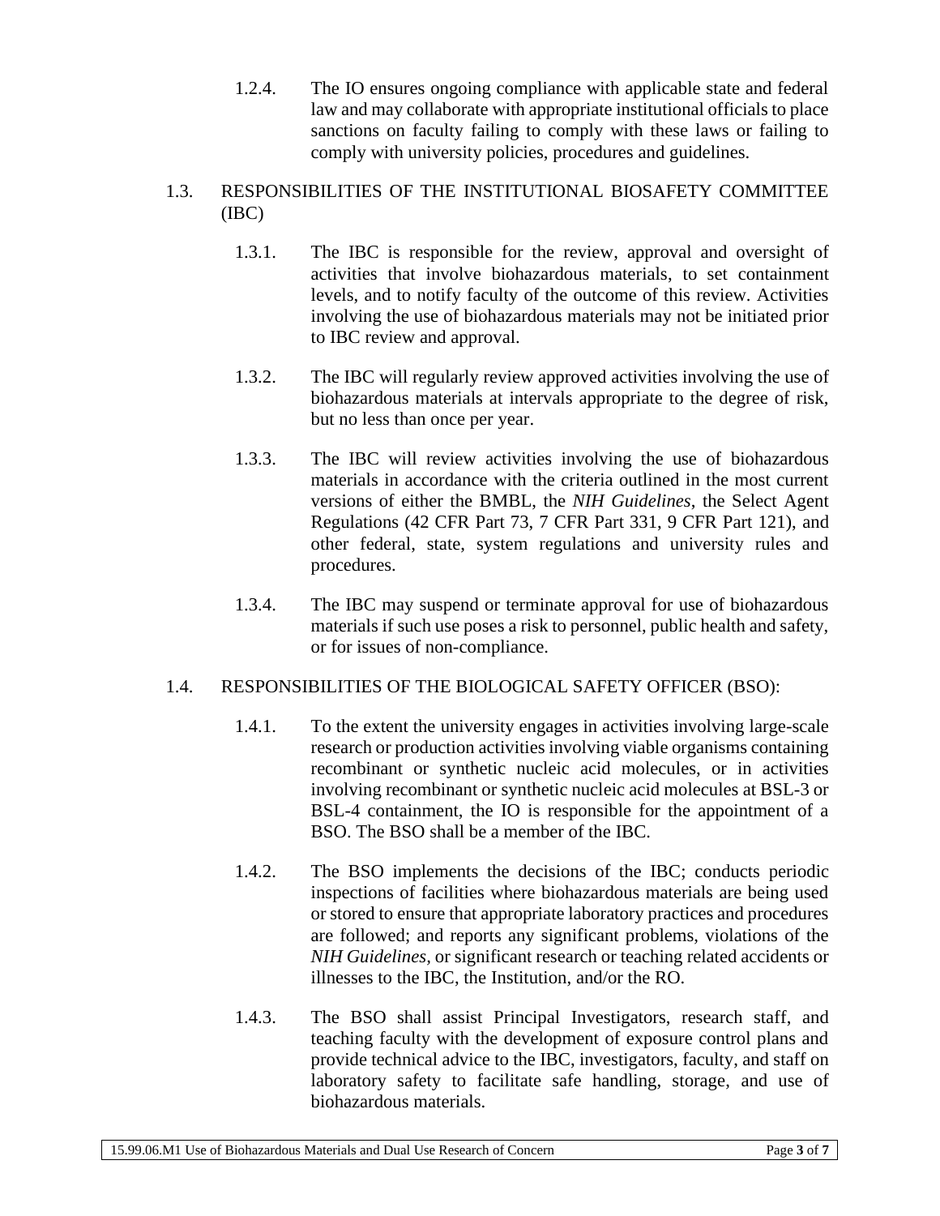1.2.4. The IO ensures ongoing compliance with applicable state and federal law and may collaborate with appropriate institutional officials to place sanctions on faculty failing to comply with these laws or failing to comply with university policies, procedures and guidelines.

1.3. RESPONSIBILITIES OF THE INSTITUTIONAL BIOSAFETY COMMITTEE (IBC)

1.3.1. The IBC is responsible for the review, approval and oversight of activities that involve biohazardous materials, to set containment levels, and to notify faculty of the outcome of this review. Activities involving the use of biohazardous materials may not be initiated prior to IBC review and approval.

1.3.2. The IBC will regularly review approved activities involving the use of biohazardous materials at intervals appropriate to the degree of risk, but no less than once per year.

1.3.3. The IBC will review activities involving the use of biohazardous materials in accordance with the criteria outlined in the most current versions of either the BMBL, the *NIH Guidelines*, the Select Agent Regulations (42 CFR Part 73, 7 CFR Part 331, 9 CFR Part 121), and other federal, state, system regulations and university rules and procedures.

1.3.4. The IBC may suspend or terminate approval for use of biohazardous materials if such use poses a risk to personnel, public health and safety, or for issues of non-compliance.

1.4. RESPONSIBILITIES OF THE BIOLOGICAL SAFETY OFFICER (BSO):

1.4.1. To the extent the university engages in activities involving large-scale research or production activities involving viable organisms containing recombinant or synthetic nucleic acid molecules, or in activities involving recombinant or synthetic nucleic acid molecules at BSL-3 or BSL-4 containment, the IO is responsible for the appointment of a BSO. The BSO shall be a member of the IBC.

1.4.2. The BSO implements the decisions of the IBC; conducts periodic inspections of facilities where biohazardous materials are being used or stored to ensure that appropriate laboratory practices and procedures are followed; and reports any significant problems, violations of the *NIH Guidelines,* or significant research or teaching related accidents or illnesses to the IBC, the Institution, and/or the RO.

1.4.3. The BSO shall assist Principal Investigators, research staff, and teaching faculty with the development of exposure control plans and provide technical advice to the IBC, investigators, faculty, and staff on laboratory safety to facilitate safe handling, storage, and use of biohazardous materials.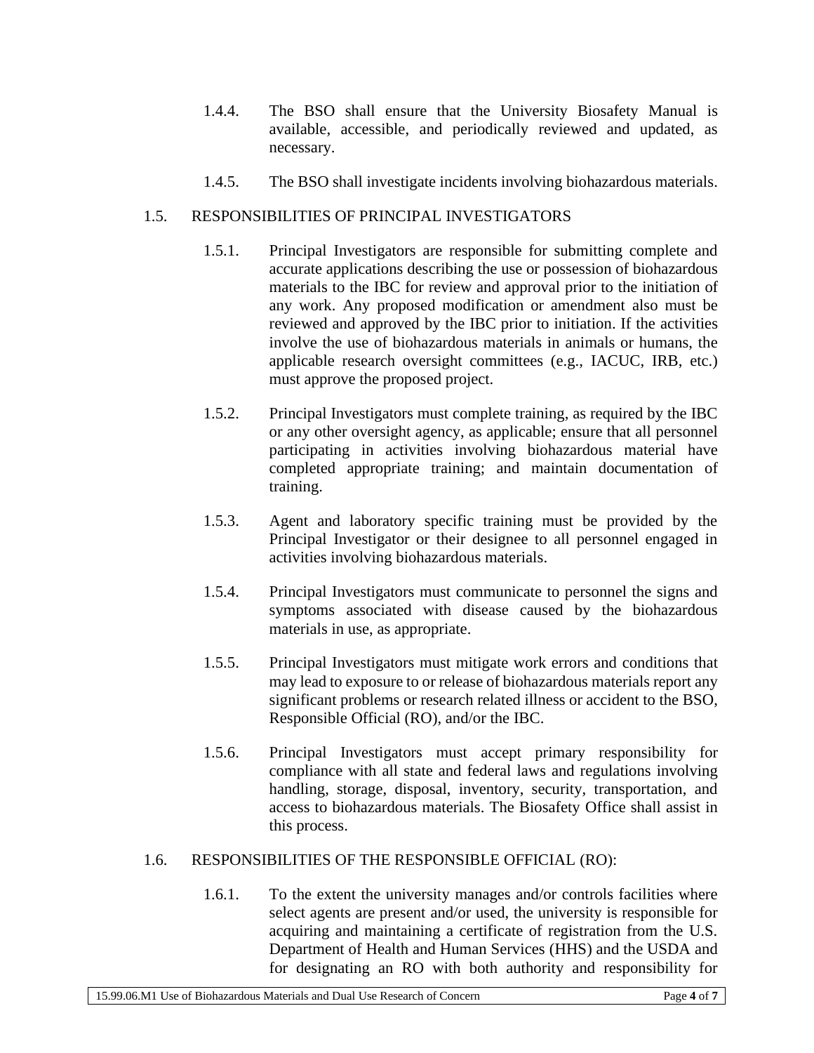1.4.4. The BSO shall ensure that the University Biosafety Manual is available, accessible, and periodically reviewed and updated, as necessary.

1.4.5. The BSO shall investigate incidents involving biohazardous materials.

1.5. RESPONSIBILITIES OF PRINCIPAL INVESTIGATORS

1.5.1. Principal Investigators are responsible for submitting complete and accurate applications describing the use or possession of biohazardous materials to the IBC for review and approval prior to the initiation of any work. Any proposed modification or amendment also must be reviewed and approved by the IBC prior to initiation. If the activities involve the use of biohazardous materials in animals or humans, the applicable research oversight committees (e.g., IACUC, IRB, etc.) must approve the proposed project.

1.5.2. Principal Investigators must complete training, as required by the IBC or any other oversight agency, as applicable; ensure that all personnel participating in activities involving biohazardous material have completed appropriate training; and maintain documentation of training.

1.5.3. Agent and laboratory specific training must be provided by the Principal Investigator or their designee to all personnel engaged in activities involving biohazardous materials.

1.5.4. Principal Investigators must communicate to personnel the signs and symptoms associated with disease caused by the biohazardous materials in use, as appropriate.

1.5.5. Principal Investigators must mitigate work errors and conditions that may lead to exposure to or release of biohazardous materials report any significant problems or research related illness or accident to the BSO, Responsible Official (RO), and/or the IBC.

1.5.6. Principal Investigators must accept primary responsibility for compliance with all state and federal laws and regulations involving handling, storage, disposal, inventory, security, transportation, and access to biohazardous materials. The Biosafety Office shall assist in this process.

1.6. RESPONSIBILITIES OF THE RESPONSIBLE OFFICIAL (RO):

1.6.1. To the extent the university manages and/or controls facilities where select agents are present and/or used, the university is responsible for acquiring and maintaining a certificate of registration from the U.S. Department of Health and Human Services (HHS) and the USDA and for designating an RO with both authority and responsibility for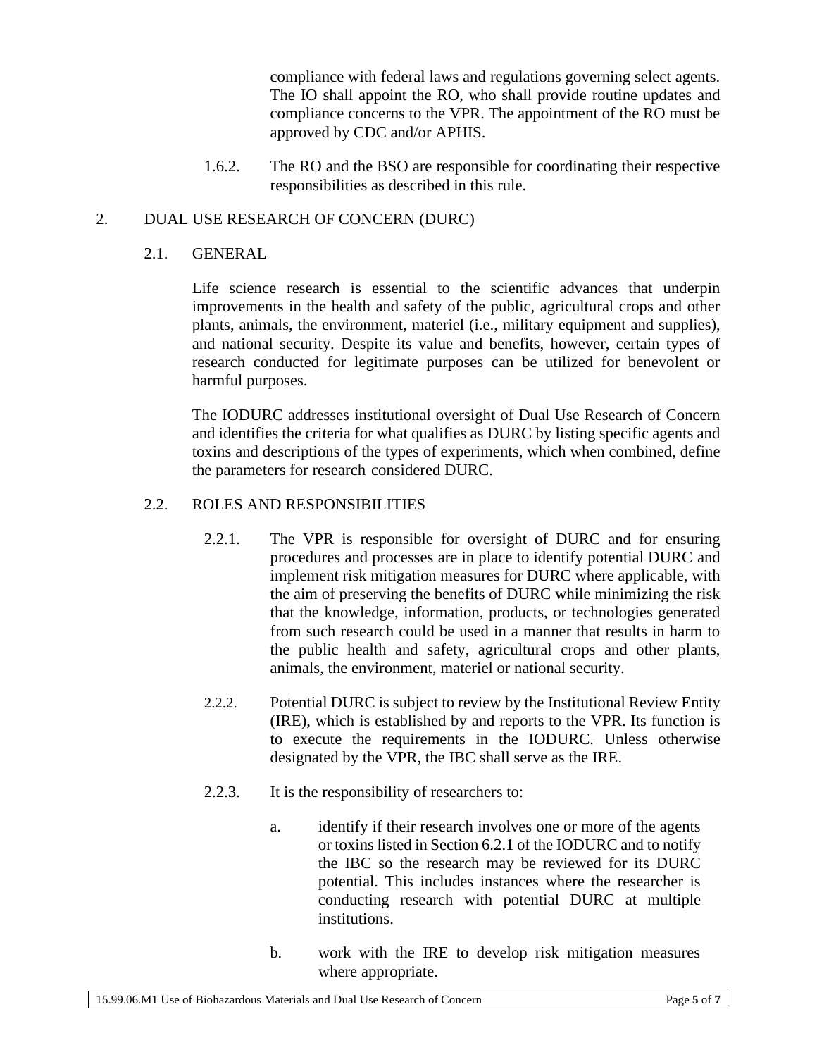compliance with federal laws and regulations governing select agents. The IO shall appoint the RO, who shall provide routine updates and compliance concerns to the VPR. The appointment of the RO must be approved by CDC and/or APHIS.

1.6.2. The RO and the BSO are responsible for coordinating their respective responsibilities as described in this rule.

## 2. DUAL USE RESEARCH OF CONCERN (DURC)

### 2.1. GENERAL

Life science research is essential to the scientific advances that underpin improvements in the health and safety of the public, agricultural crops and other plants, animals, the environment, materiel (i.e., military equipment and supplies), and national security. Despite its value and benefits, however, certain types of research conducted for legitimate purposes can be utilized for benevolent or harmful purposes.

The IODURC addresses institutional oversight of Dual Use Research of Concern and identifies the criteria for what qualifies as DURC by listing specific agents and toxins and descriptions of the types of experiments, which when combined, define the parameters for research considered DURC.

### 2.2. ROLES AND RESPONSIBILITIES

2.2.1. The VPR is responsible for oversight of DURC and for ensuring procedures and processes are in place to identify potential DURC and implement risk mitigation measures for DURC where applicable, with the aim of preserving the benefits of DURC while minimizing the risk that the knowledge, information, products, or technologies generated from such research could be used in a manner that results in harm to the public health and safety, agricultural crops and other plants, animals, the environment, materiel or national security.

2.2.2. Potential DURC is subject to review by the Institutional Review Entity (IRE), which is established by and reports to the VPR. Its function is to execute the requirements in the IODURC. Unless otherwise designated by the VPR, the IBC shall serve as the IRE.

2.2.3. It is the responsibility of researchers to:

a. identify if their research involves one or more of the agents or toxins listed in Section 6.2.1 of the IODURC and to notify the IBC so the research may be reviewed for its DURC potential. This includes instances where the researcher is conducting research with potential DURC at multiple institutions.

b. work with the IRE to develop risk mitigation measures where appropriate.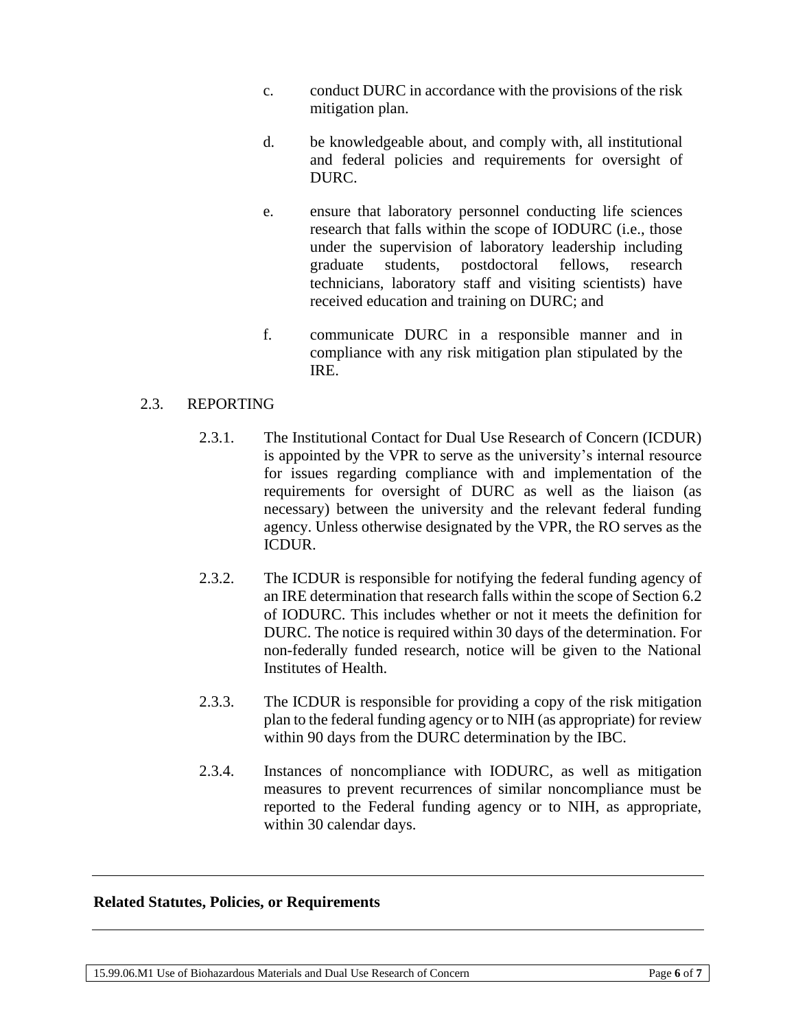c. conduct DURC in accordance with the provisions of the risk mitigation plan.

d. be knowledgeable about, and comply with, all institutional and federal policies and requirements for oversight of DURC.

e. ensure that laboratory personnel conducting life sciences research that falls within the scope of IODURC (i.e., those under the supervision of laboratory leadership including graduate students, postdoctoral fellows, research technicians, laboratory staff and visiting scientists) have received education and training on DURC; and

f. communicate DURC in a responsible manner and in compliance with any risk mitigation plan stipulated by the IRE.

2.3. REPORTING

2.3.1. The Institutional Contact for Dual Use Research of Concern (ICDUR) is appointed by the VPR to serve as the university's internal resource for issues regarding compliance with and implementation of the requirements for oversight of DURC as well as the liaison (as necessary) between the university and the relevant federal funding agency. Unless otherwise designated by the VPR, the RO serves as the ICDUR.

2.3.2. The ICDUR is responsible for notifying the federal funding agency of an IRE determination that research falls within the scope of Section 6.2 of IODURC. This includes whether or not it meets the definition for DURC. The notice is required within 30 days of the determination. For non-federally funded research, notice will be given to the National Institutes of Health.

2.3.3. The ICDUR is responsible for providing a copy of the risk mitigation plan to the federal funding agency or to NIH (as appropriate) for review within 90 days from the DURC determination by the IBC.

2.3.4. Instances of noncompliance with IODURC, as well as mitigation measures to prevent recurrences of similar noncompliance must be reported to the Federal funding agency or to NIH, as appropriate, within 30 calendar days.

---

**Related Statutes, Policies, or Requirements**

---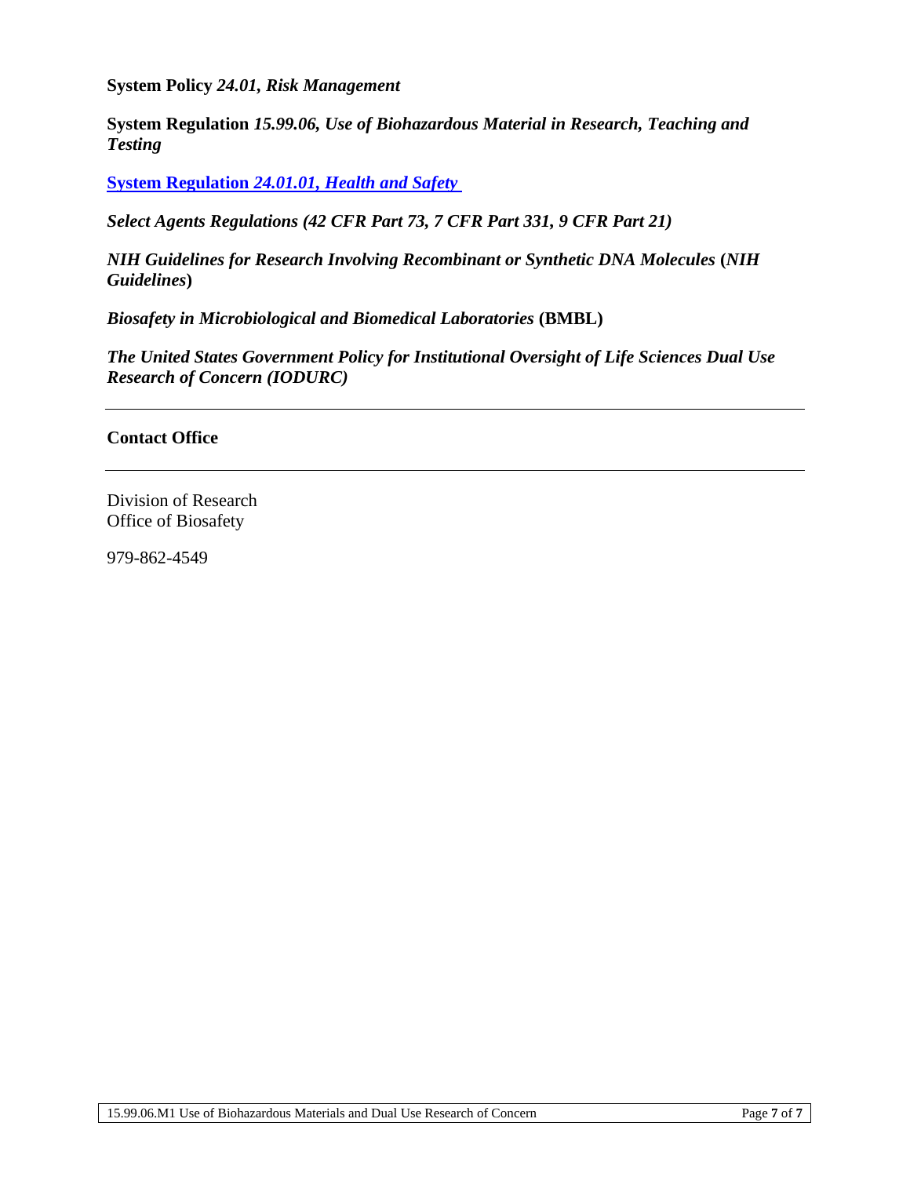**System Policy** ***24.01, Risk Management***

**System Regulation** ***15.99.06, Use of Biohazardous Material in Research, Teaching and Testing***

**System Regulation** ***24.01.01, Health and Safety***

***Select Agents Regulations (42 CFR Part 73, 7 CFR Part 331, 9 CFR Part 21)***

***NIH Guidelines for Research Involving Recombinant or Synthetic DNA Molecules*** **(*NIH Guidelines*)**

***Biosafety in Microbiological and Biomedical Laboratories*** **(BMBL)**

***The United States Government Policy for Institutional Oversight of Life Sciences Dual Use Research of Concern (IODURC)***

---

**Contact Office**

---

Division of Research
Office of Biosafety

979-862-4549